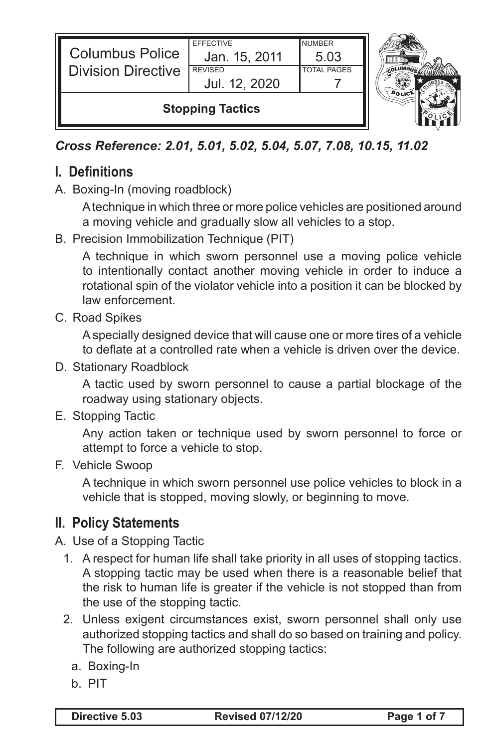| Columbus Police Division Directive | EFFECTIVE Jan. 15, 2011 | NUMBER 5.03 |
|---|---|---|
| | REVISED Jul. 12, 2020 | TOTAL PAGES 7 |
| **Stopping Tactics** | | |

***Cross Reference: 2.01, 5.01, 5.02, 5.04, 5.07, 7.08, 10.15, 11.02***

## I. Definitions

A. Boxing-In (moving roadblock)

A technique in which three or more police vehicles are positioned around a moving vehicle and gradually slow all vehicles to a stop.

B. Precision Immobilization Technique (PIT)

A technique in which sworn personnel use a moving police vehicle to intentionally contact another moving vehicle in order to induce a rotational spin of the violator vehicle into a position it can be blocked by law enforcement.

C. Road Spikes

A specially designed device that will cause one or more tires of a vehicle to deflate at a controlled rate when a vehicle is driven over the device.

D. Stationary Roadblock

A tactic used by sworn personnel to cause a partial blockage of the roadway using stationary objects.

E. Stopping Tactic

Any action taken or technique used by sworn personnel to force or attempt to force a vehicle to stop.

F. Vehicle Swoop

A technique in which sworn personnel use police vehicles to block in a vehicle that is stopped, moving slowly, or beginning to move.

## II. Policy Statements

A. Use of a Stopping Tactic

1. A respect for human life shall take priority in all uses of stopping tactics. A stopping tactic may be used when there is a reasonable belief that the risk to human life is greater if the vehicle is not stopped than from the use of the stopping tactic.
2. Unless exigent circumstances exist, sworn personnel shall only use authorized stopping tactics and shall do so based on training and policy. The following are authorized stopping tactics:
   a. Boxing-In
   b. PIT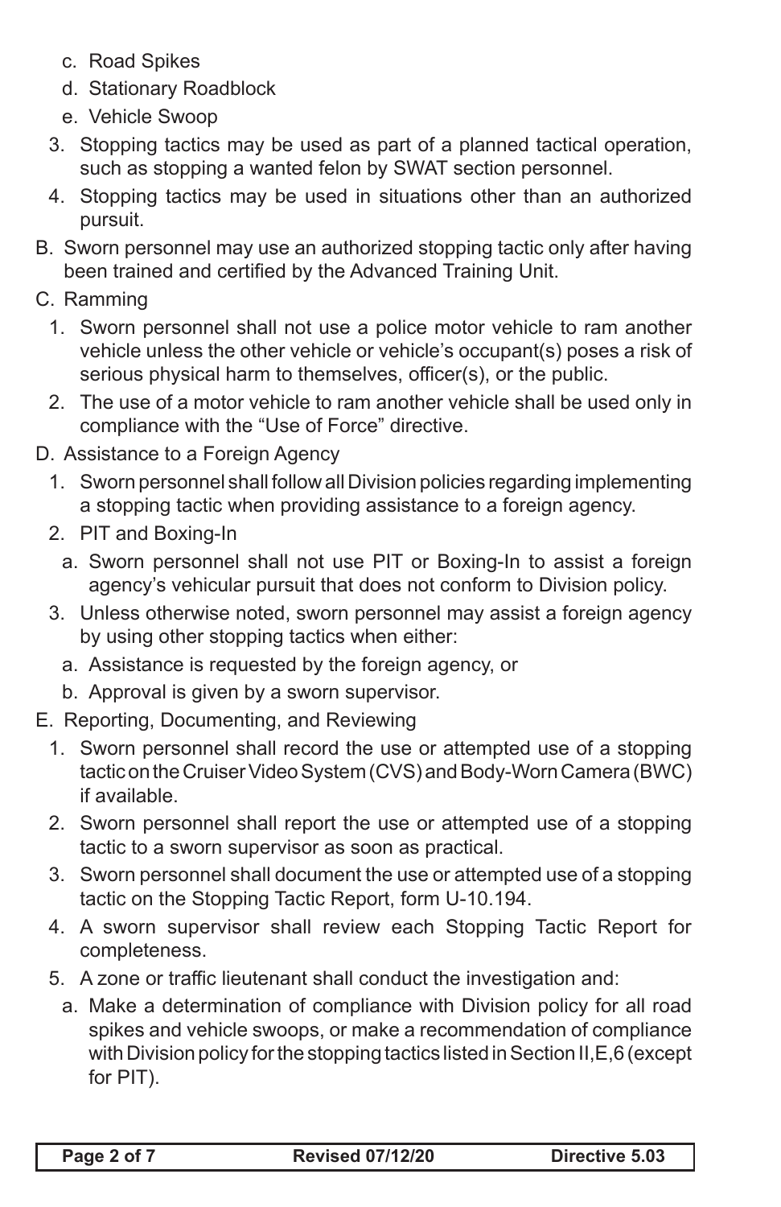c. Road Spikes
d. Stationary Roadblock
e. Vehicle Swoop

3. Stopping tactics may be used as part of a planned tactical operation, such as stopping a wanted felon by SWAT section personnel.
4. Stopping tactics may be used in situations other than an authorized pursuit.

B. Sworn personnel may use an authorized stopping tactic only after having been trained and certified by the Advanced Training Unit.

C. Ramming

1. Sworn personnel shall not use a police motor vehicle to ram another vehicle unless the other vehicle or vehicle's occupant(s) poses a risk of serious physical harm to themselves, officer(s), or the public.
2. The use of a motor vehicle to ram another vehicle shall be used only in compliance with the "Use of Force" directive.

D. Assistance to a Foreign Agency

1. Sworn personnel shall follow all Division policies regarding implementing a stopping tactic when providing assistance to a foreign agency.
2. PIT and Boxing-In
   a. Sworn personnel shall not use PIT or Boxing-In to assist a foreign agency's vehicular pursuit that does not conform to Division policy.
3. Unless otherwise noted, sworn personnel may assist a foreign agency by using other stopping tactics when either:
   a. Assistance is requested by the foreign agency, or
   b. Approval is given by a sworn supervisor.

E. Reporting, Documenting, and Reviewing

1. Sworn personnel shall record the use or attempted use of a stopping tactic on the Cruiser Video System (CVS) and Body-Worn Camera (BWC) if available.
2. Sworn personnel shall report the use or attempted use of a stopping tactic to a sworn supervisor as soon as practical.
3. Sworn personnel shall document the use or attempted use of a stopping tactic on the Stopping Tactic Report, form U-10.194.
4. A sworn supervisor shall review each Stopping Tactic Report for completeness.
5. A zone or traffic lieutenant shall conduct the investigation and:
   a. Make a determination of compliance with Division policy for all road spikes and vehicle swoops, or make a recommendation of compliance with Division policy for the stopping tactics listed in Section II,E,6 (except for PIT).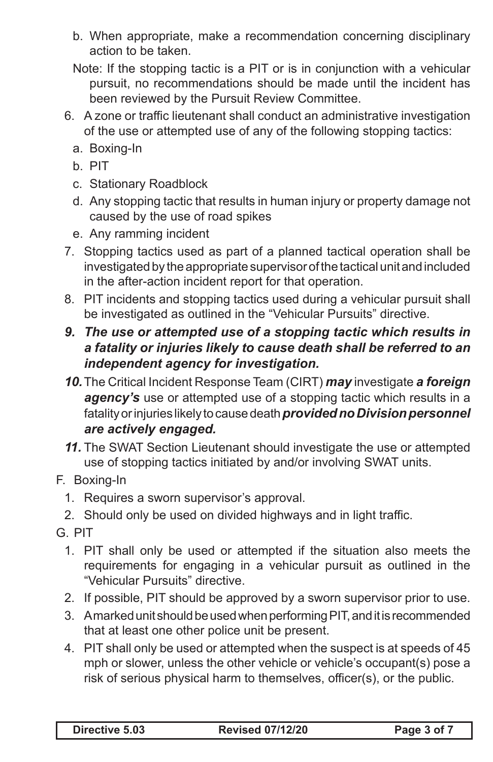b. When appropriate, make a recommendation concerning disciplinary action to be taken.

Note: If the stopping tactic is a PIT or is in conjunction with a vehicular pursuit, no recommendations should be made until the incident has been reviewed by the Pursuit Review Committee.

6. A zone or traffic lieutenant shall conduct an administrative investigation of the use or attempted use of any of the following stopping tactics:
   a. Boxing-In
   b. PIT
   c. Stationary Roadblock
   d. Any stopping tactic that results in human injury or property damage not caused by the use of road spikes
   e. Any ramming incident
7. Stopping tactics used as part of a planned tactical operation shall be investigated by the appropriate supervisor of the tactical unit and included in the after-action incident report for that operation.
8. PIT incidents and stopping tactics used during a vehicular pursuit shall be investigated as outlined in the "Vehicular Pursuits" directive.
9. ***The use or attempted use of a stopping tactic which results in a fatality or injuries likely to cause death shall be referred to an independent agency for investigation.***
10. The Critical Incident Response Team (CIRT) ***may*** investigate ***a foreign agency's*** use or attempted use of a stopping tactic which results in a fatality or injuries likely to cause death ***provided no Division personnel are actively engaged.***
11. The SWAT Section Lieutenant should investigate the use or attempted use of stopping tactics initiated by and/or involving SWAT units.

F. Boxing-In

1. Requires a sworn supervisor's approval.
2. Should only be used on divided highways and in light traffic.

G. PIT

1. PIT shall only be used or attempted if the situation also meets the requirements for engaging in a vehicular pursuit as outlined in the "Vehicular Pursuits" directive.
2. If possible, PIT should be approved by a sworn supervisor prior to use.
3. A marked unit should be used when performing PIT, and it is recommended that at least one other police unit be present.
4. PIT shall only be used or attempted when the suspect is at speeds of 45 mph or slower, unless the other vehicle or vehicle's occupant(s) pose a risk of serious physical harm to themselves, officer(s), or the public.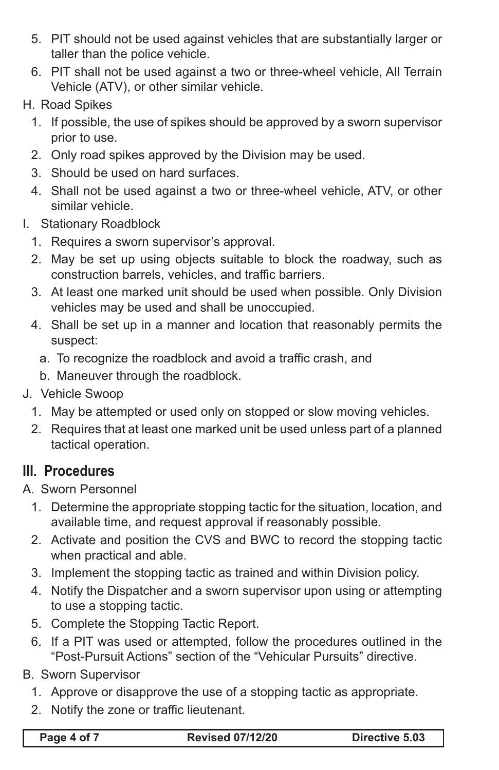5. PIT should not be used against vehicles that are substantially larger or taller than the police vehicle.
6. PIT shall not be used against a two or three-wheel vehicle, All Terrain Vehicle (ATV), or other similar vehicle.

H. Road Spikes
   1. If possible, the use of spikes should be approved by a sworn supervisor prior to use.
   2. Only road spikes approved by the Division may be used.
   3. Should be used on hard surfaces.
   4. Shall not be used against a two or three-wheel vehicle, ATV, or other similar vehicle.

I. Stationary Roadblock
   1. Requires a sworn supervisor's approval.
   2. May be set up using objects suitable to block the roadway, such as construction barrels, vehicles, and traffic barriers.
   3. At least one marked unit should be used when possible. Only Division vehicles may be used and shall be unoccupied.
   4. Shall be set up in a manner and location that reasonably permits the suspect:
      a. To recognize the roadblock and avoid a traffic crash, and
      b. Maneuver through the roadblock.

J. Vehicle Swoop
   1. May be attempted or used only on stopped or slow moving vehicles.
   2. Requires that at least one marked unit be used unless part of a planned tactical operation.

## III. Procedures

A. Sworn Personnel
   1. Determine the appropriate stopping tactic for the situation, location, and available time, and request approval if reasonably possible.
   2. Activate and position the CVS and BWC to record the stopping tactic when practical and able.
   3. Implement the stopping tactic as trained and within Division policy.
   4. Notify the Dispatcher and a sworn supervisor upon using or attempting to use a stopping tactic.
   5. Complete the Stopping Tactic Report.
   6. If a PIT was used or attempted, follow the procedures outlined in the "Post-Pursuit Actions" section of the "Vehicular Pursuits" directive.

B. Sworn Supervisor
   1. Approve or disapprove the use of a stopping tactic as appropriate.
   2. Notify the zone or traffic lieutenant.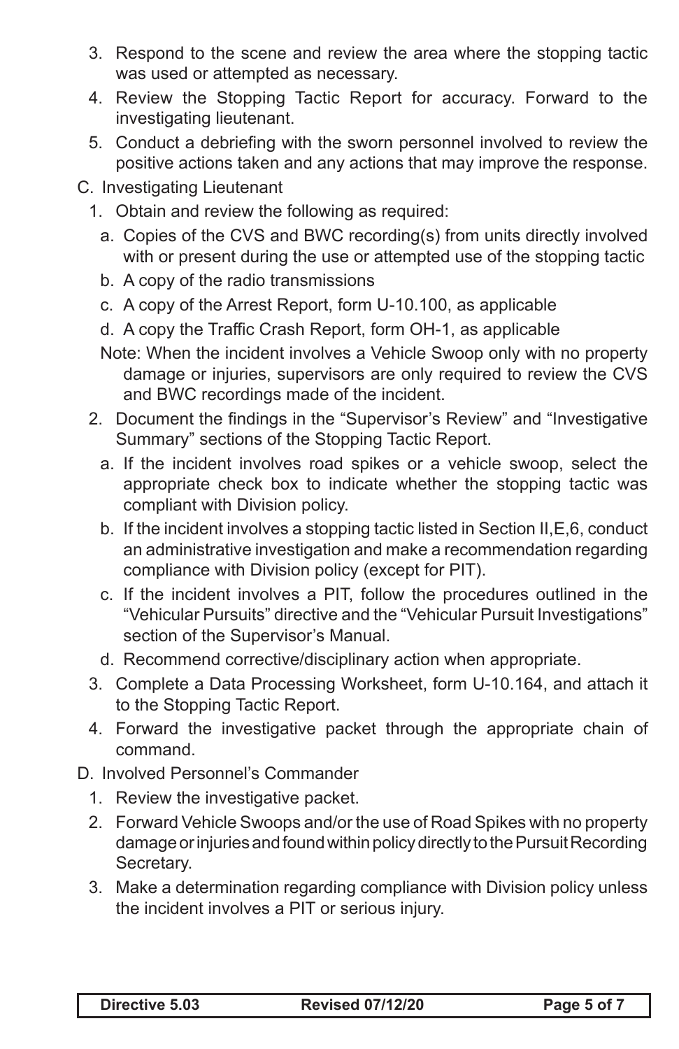3. Respond to the scene and review the area where the stopping tactic was used or attempted as necessary.
4. Review the Stopping Tactic Report for accuracy. Forward to the investigating lieutenant.
5. Conduct a debriefing with the sworn personnel involved to review the positive actions taken and any actions that may improve the response.

C. Investigating Lieutenant

1. Obtain and review the following as required:
   a. Copies of the CVS and BWC recording(s) from units directly involved with or present during the use or attempted use of the stopping tactic
   b. A copy of the radio transmissions
   c. A copy of the Arrest Report, form U-10.100, as applicable
   d. A copy the Traffic Crash Report, form OH-1, as applicable

   Note: When the incident involves a Vehicle Swoop only with no property damage or injuries, supervisors are only required to review the CVS and BWC recordings made of the incident.
2. Document the findings in the "Supervisor's Review" and "Investigative Summary" sections of the Stopping Tactic Report.
   a. If the incident involves road spikes or a vehicle swoop, select the appropriate check box to indicate whether the stopping tactic was compliant with Division policy.
   b. If the incident involves a stopping tactic listed in Section II,E,6, conduct an administrative investigation and make a recommendation regarding compliance with Division policy (except for PIT).
   c. If the incident involves a PIT, follow the procedures outlined in the "Vehicular Pursuits" directive and the "Vehicular Pursuit Investigations" section of the Supervisor's Manual.
   d. Recommend corrective/disciplinary action when appropriate.
3. Complete a Data Processing Worksheet, form U-10.164, and attach it to the Stopping Tactic Report.
4. Forward the investigative packet through the appropriate chain of command.

D. Involved Personnel's Commander

1. Review the investigative packet.
2. Forward Vehicle Swoops and/or the use of Road Spikes with no property damage or injuries and found within policy directly to the Pursuit Recording Secretary.
3. Make a determination regarding compliance with Division policy unless the incident involves a PIT or serious injury.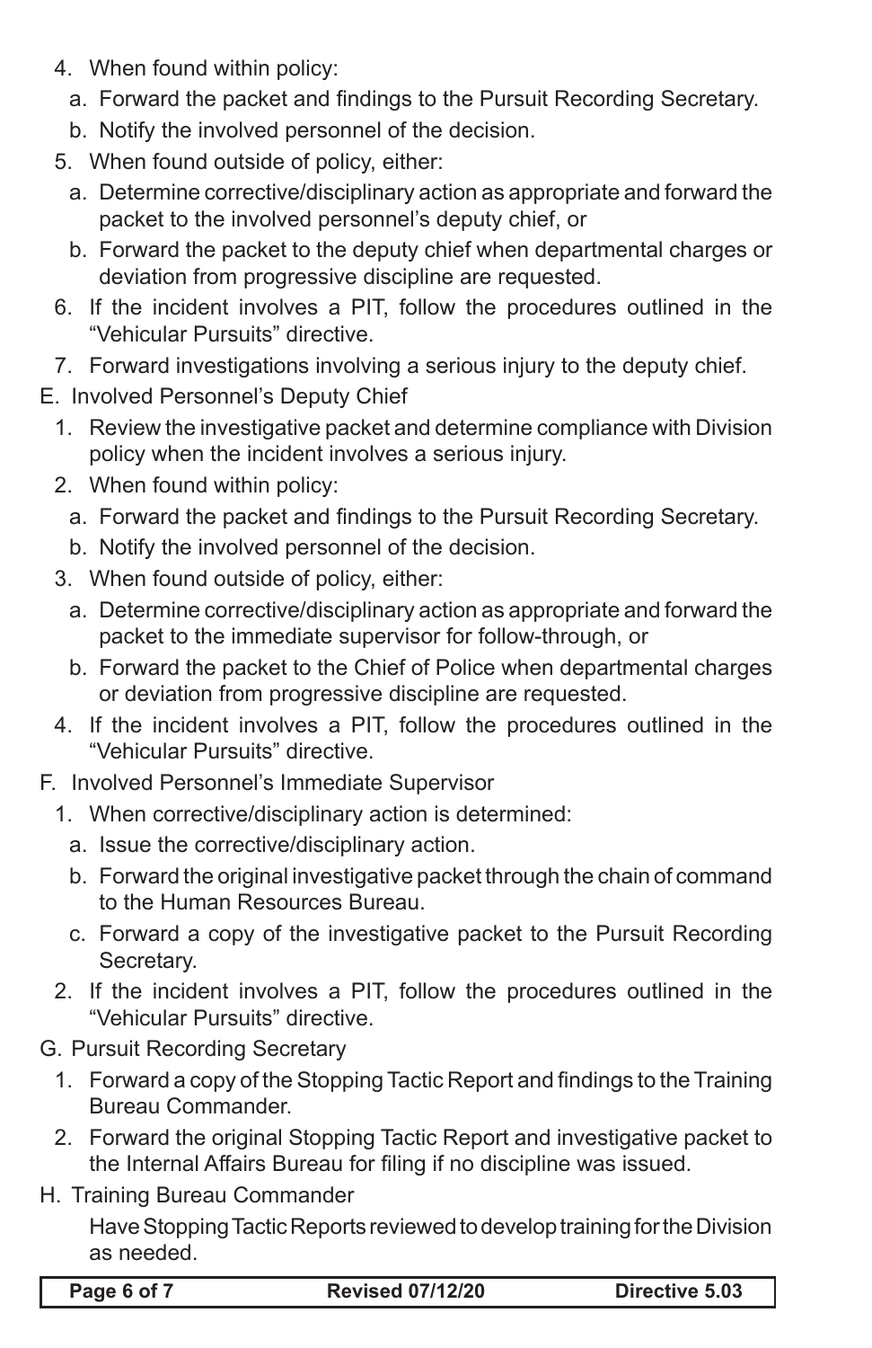4. When found within policy:
   a. Forward the packet and findings to the Pursuit Recording Secretary.
   b. Notify the involved personnel of the decision.
5. When found outside of policy, either:
   a. Determine corrective/disciplinary action as appropriate and forward the packet to the involved personnel's deputy chief, or
   b. Forward the packet to the deputy chief when departmental charges or deviation from progressive discipline are requested.
6. If the incident involves a PIT, follow the procedures outlined in the "Vehicular Pursuits" directive.
7. Forward investigations involving a serious injury to the deputy chief.

E. Involved Personnel's Deputy Chief
   1. Review the investigative packet and determine compliance with Division policy when the incident involves a serious injury.
   2. When found within policy:
      a. Forward the packet and findings to the Pursuit Recording Secretary.
      b. Notify the involved personnel of the decision.
   3. When found outside of policy, either:
      a. Determine corrective/disciplinary action as appropriate and forward the packet to the immediate supervisor for follow-through, or
      b. Forward the packet to the Chief of Police when departmental charges or deviation from progressive discipline are requested.
   4. If the incident involves a PIT, follow the procedures outlined in the "Vehicular Pursuits" directive.

F. Involved Personnel's Immediate Supervisor
   1. When corrective/disciplinary action is determined:
      a. Issue the corrective/disciplinary action.
      b. Forward the original investigative packet through the chain of command to the Human Resources Bureau.
      c. Forward a copy of the investigative packet to the Pursuit Recording Secretary.
   2. If the incident involves a PIT, follow the procedures outlined in the "Vehicular Pursuits" directive.

G. Pursuit Recording Secretary
   1. Forward a copy of the Stopping Tactic Report and findings to the Training Bureau Commander.
   2. Forward the original Stopping Tactic Report and investigative packet to the Internal Affairs Bureau for filing if no discipline was issued.

H. Training Bureau Commander

   Have Stopping Tactic Reports reviewed to develop training for the Division as needed.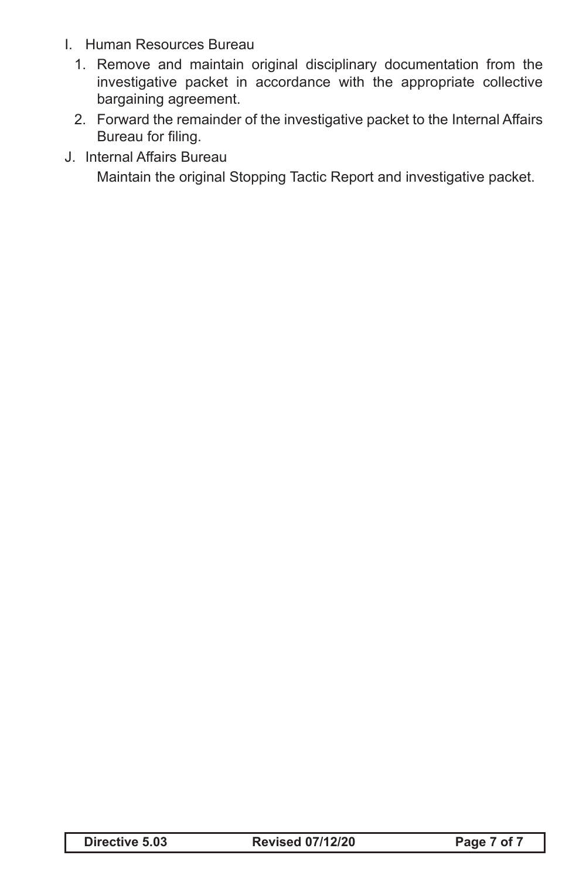I. Human Resources Bureau

   1. Remove and maintain original disciplinary documentation from the investigative packet in accordance with the appropriate collective bargaining agreement.
   2. Forward the remainder of the investigative packet to the Internal Affairs Bureau for filing.

J. Internal Affairs Bureau

   Maintain the original Stopping Tactic Report and investigative packet.